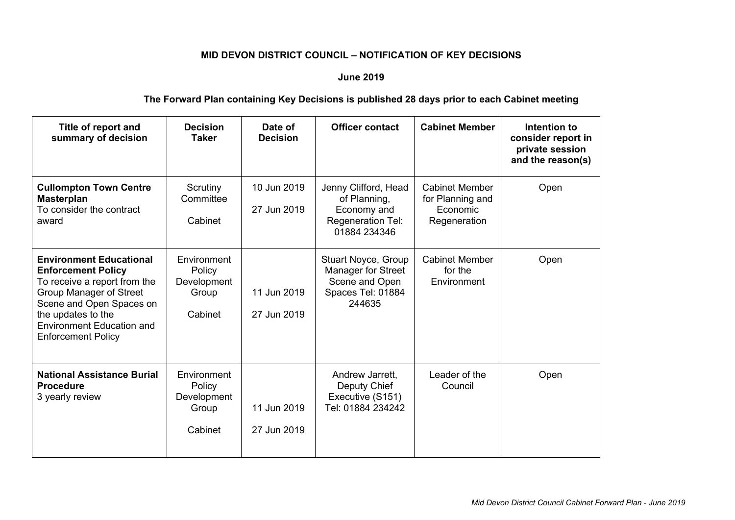**MID DEVON DISTRICT COUNCIL – NOTIFICATION OF KEY DECISIONS**

**June 2019**

**The Forward Plan containing Key Decisions is published 28 days prior to each Cabinet meeting**

| Title of report and summary of decision | Decision Taker | Date of Decision | Officer contact | Cabinet Member | Intention to consider report in private session and the reason(s) |
|---|---|---|---|---|---|
| **Cullompton Town Centre Masterplan**<br>To consider the contract award | Scrutiny Committee<br><br>Cabinet | 10 Jun 2019<br><br>27 Jun 2019 | Jenny Clifford, Head of Planning, Economy and Regeneration Tel: 01884 234346 | Cabinet Member for Planning and Economic Regeneration | Open |
| **Environment Educational Enforcement Policy**<br>To receive a report from the Group Manager of Street Scene and Open Spaces on the updates to the Environment Education and Enforcement Policy | Environment Policy Development Group<br><br>Cabinet | 11 Jun 2019<br><br>27 Jun 2019 | Stuart Noyce, Group Manager for Street Scene and Open Spaces Tel: 01884 244635 | Cabinet Member for the Environment | Open |
| **National Assistance Burial Procedure**<br>3 yearly review | Environment Policy Development Group<br><br>Cabinet | 11 Jun 2019<br><br>27 Jun 2019 | Andrew Jarrett, Deputy Chief Executive (S151) Tel: 01884 234242 | Leader of the Council | Open |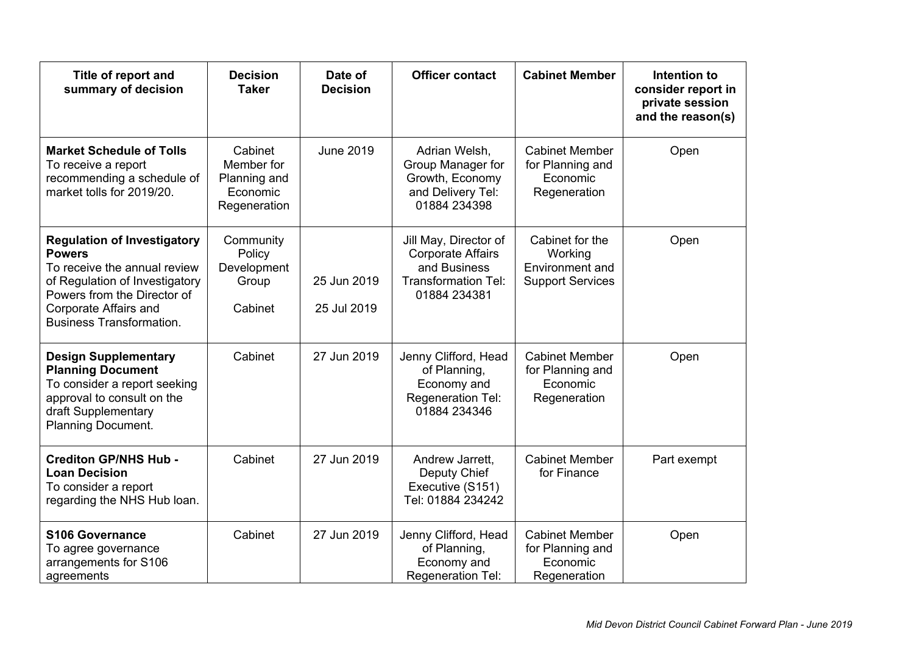| Title of report and summary of decision | Decision Taker | Date of Decision | Officer contact | Cabinet Member | Intention to consider report in private session and the reason(s) |
|---|---|---|---|---|---|
| **Market Schedule of Tolls** To receive a report recommending a schedule of market tolls for 2019/20. | Cabinet Member for Planning and Economic Regeneration | June 2019 | Adrian Welsh, Group Manager for Growth, Economy and Delivery Tel: 01884 234398 | Cabinet Member for Planning and Economic Regeneration | Open |
| **Regulation of Investigatory Powers** To receive the annual review of Regulation of Investigatory Powers from the Director of Corporate Affairs and Business Transformation. | Community Policy Development Group<br><br>Cabinet | 25 Jun 2019<br><br>25 Jul 2019 | Jill May, Director of Corporate Affairs and Business Transformation Tel: 01884 234381 | Cabinet for the Working Environment and Support Services | Open |
| **Design Supplementary Planning Document** To consider a report seeking approval to consult on the draft Supplementary Planning Document. | Cabinet | 27 Jun 2019 | Jenny Clifford, Head of Planning, Economy and Regeneration Tel: 01884 234346 | Cabinet Member for Planning and Economic Regeneration | Open |
| **Crediton GP/NHS Hub - Loan Decision** To consider a report regarding the NHS Hub loan. | Cabinet | 27 Jun 2019 | Andrew Jarrett, Deputy Chief Executive (S151) Tel: 01884 234242 | Cabinet Member for Finance | Part exempt |
| **S106 Governance** To agree governance arrangements for S106 agreements | Cabinet | 27 Jun 2019 | Jenny Clifford, Head of Planning, Economy and Regeneration Tel: | Cabinet Member for Planning and Economic Regeneration | Open |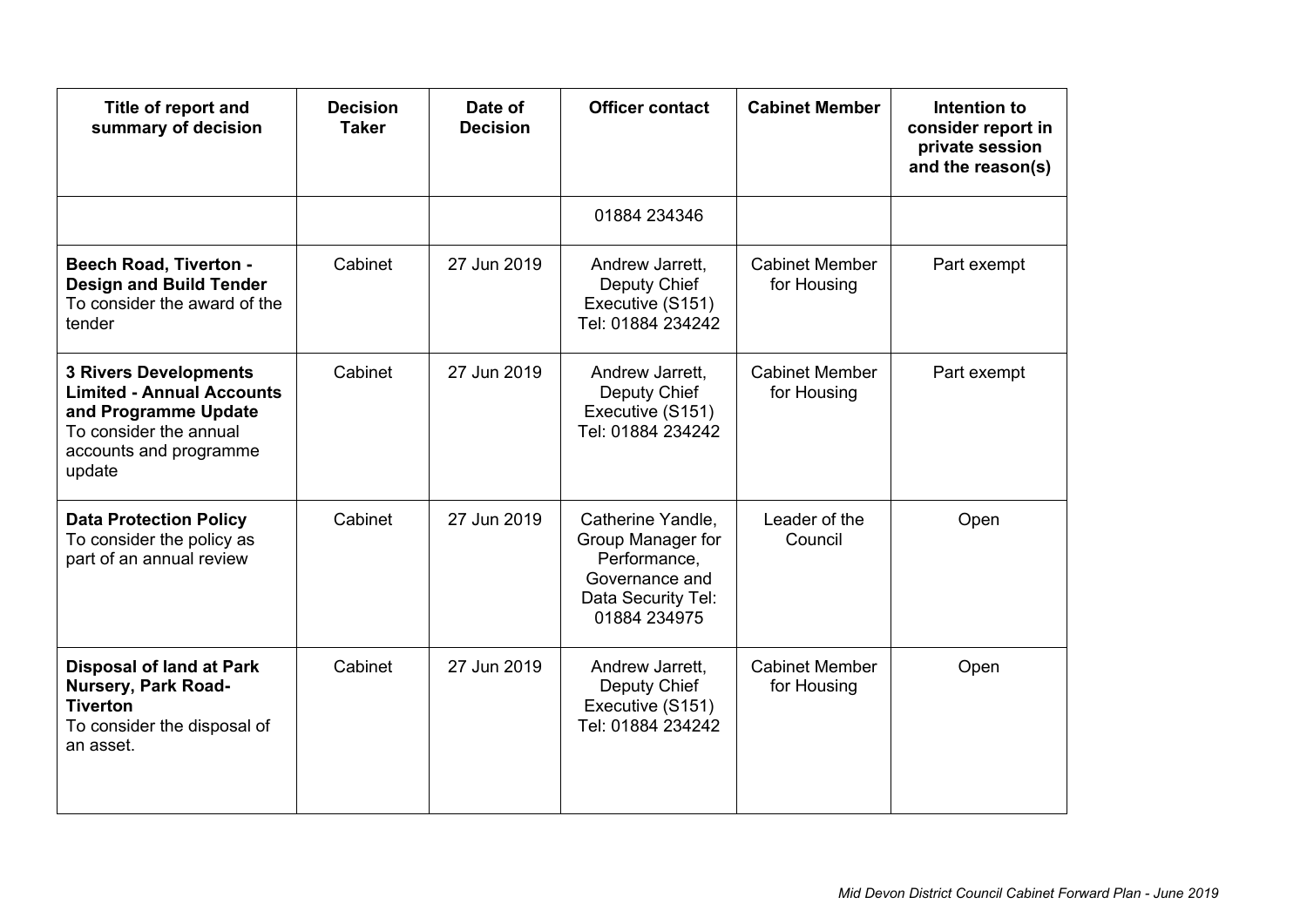| Title of report and summary of decision | Decision Taker | Date of Decision | Officer contact | Cabinet Member | Intention to consider report in private session and the reason(s) |
|---|---|---|---|---|---|
| | | | 01884 234346 | | |
| **Beech Road, Tiverton - Design and Build Tender** To consider the award of the tender | Cabinet | 27 Jun 2019 | Andrew Jarrett, Deputy Chief Executive (S151) Tel: 01884 234242 | Cabinet Member for Housing | Part exempt |
| **3 Rivers Developments Limited - Annual Accounts and Programme Update** To consider the annual accounts and programme update | Cabinet | 27 Jun 2019 | Andrew Jarrett, Deputy Chief Executive (S151) Tel: 01884 234242 | Cabinet Member for Housing | Part exempt |
| **Data Protection Policy** To consider the policy as part of an annual review | Cabinet | 27 Jun 2019 | Catherine Yandle, Group Manager for Performance, Governance and Data Security Tel: 01884 234975 | Leader of the Council | Open |
| **Disposal of land at Park Nursery, Park Road-Tiverton** To consider the disposal of an asset. | Cabinet | 27 Jun 2019 | Andrew Jarrett, Deputy Chief Executive (S151) Tel: 01884 234242 | Cabinet Member for Housing | Open |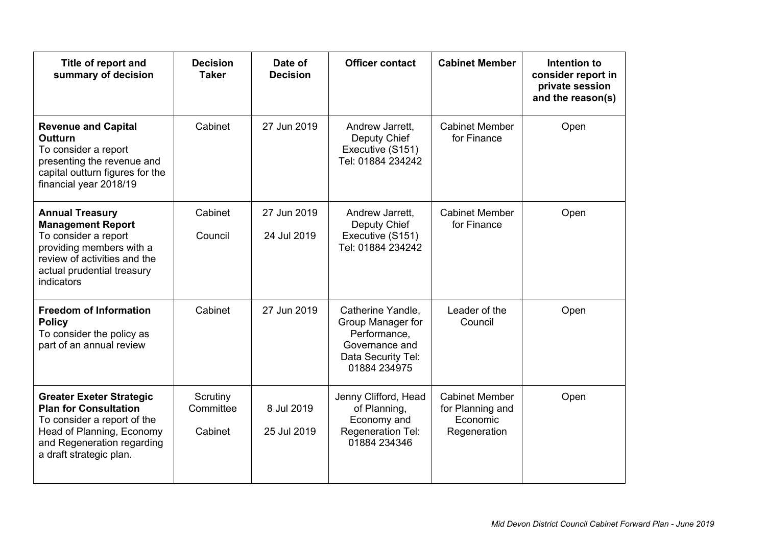| Title of report and summary of decision | Decision Taker | Date of Decision | Officer contact | Cabinet Member | Intention to consider report in private session and the reason(s) |
|---|---|---|---|---|---|
| **Revenue and Capital Outturn**<br>To consider a report presenting the revenue and capital outturn figures for the financial year 2018/19 | Cabinet | 27 Jun 2019 | Andrew Jarrett, Deputy Chief Executive (S151) Tel: 01884 234242 | Cabinet Member for Finance | Open |
| **Annual Treasury Management Report**<br>To consider a report providing members with a review of activities and the actual prudential treasury indicators | Cabinet<br><br>Council | 27 Jun 2019<br><br>24 Jul 2019 | Andrew Jarrett, Deputy Chief Executive (S151) Tel: 01884 234242 | Cabinet Member for Finance | Open |
| **Freedom of Information Policy**<br>To consider the policy as part of an annual review | Cabinet | 27 Jun 2019 | Catherine Yandle, Group Manager for Performance, Governance and Data Security Tel: 01884 234975 | Leader of the Council | Open |
| **Greater Exeter Strategic Plan for Consultation**<br>To consider a report of the Head of Planning, Economy and Regeneration regarding a draft strategic plan. | Scrutiny Committee<br><br>Cabinet | 8 Jul 2019<br><br>25 Jul 2019 | Jenny Clifford, Head of Planning, Economy and Regeneration Tel: 01884 234346 | Cabinet Member for Planning and Economic Regeneration | Open |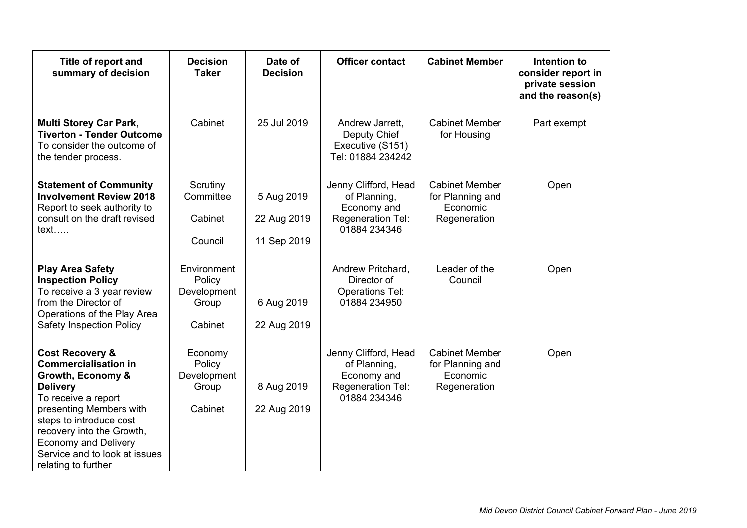| Title of report and summary of decision | Decision Taker | Date of Decision | Officer contact | Cabinet Member | Intention to consider report in private session and the reason(s) |
|---|---|---|---|---|---|
| **Multi Storey Car Park, Tiverton - Tender Outcome** To consider the outcome of the tender process. | Cabinet | 25 Jul 2019 | Andrew Jarrett, Deputy Chief Executive (S151) Tel: 01884 234242 | Cabinet Member for Housing | Part exempt |
| **Statement of Community Involvement Review 2018** Report to seek authority to consult on the draft revised text….. | Scrutiny Committee<br><br>Cabinet<br><br>Council | 5 Aug 2019<br><br>22 Aug 2019<br><br>11 Sep 2019 | Jenny Clifford, Head of Planning, Economy and Regeneration Tel: 01884 234346 | Cabinet Member for Planning and Economic Regeneration | Open |
| **Play Area Safety Inspection Policy** To receive a 3 year review from the Director of Operations of the Play Area Safety Inspection Policy | Environment Policy Development Group<br><br>Cabinet | 6 Aug 2019<br><br>22 Aug 2019 | Andrew Pritchard, Director of Operations Tel: 01884 234950 | Leader of the Council | Open |
| **Cost Recovery & Commercialisation in Growth, Economy & Delivery** To receive a report presenting Members with steps to introduce cost recovery into the Growth, Economy and Delivery Service and to look at issues relating to further | Economy Policy Development Group<br><br>Cabinet | 8 Aug 2019<br><br>22 Aug 2019 | Jenny Clifford, Head of Planning, Economy and Regeneration Tel: 01884 234346 | Cabinet Member for Planning and Economic Regeneration | Open |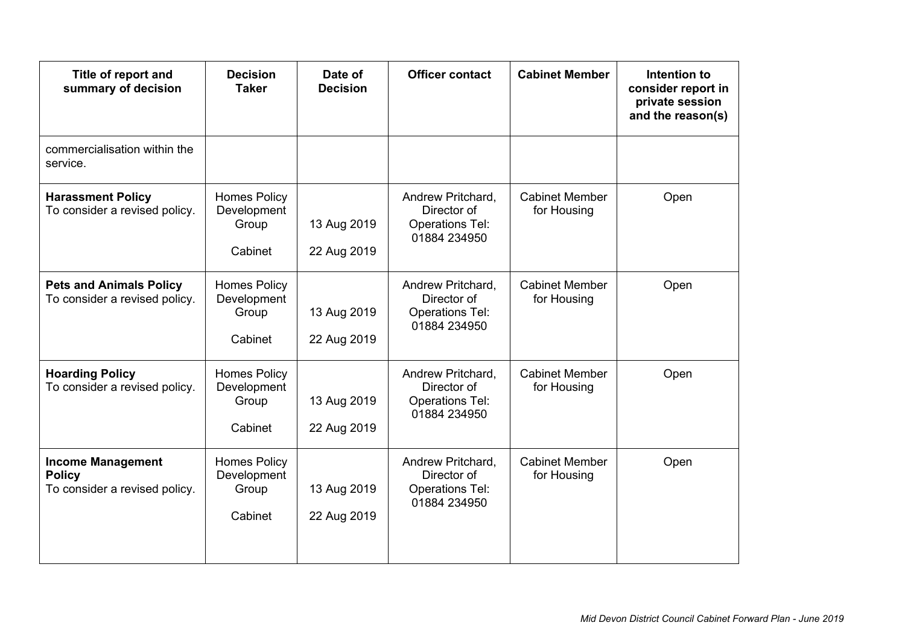| Title of report and summary of decision | Decision Taker | Date of Decision | Officer contact | Cabinet Member | Intention to consider report in private session and the reason(s) |
|---|---|---|---|---|---|
| commercialisation within the service. | | | | | |
| **Harassment Policy** To consider a revised policy. | Homes Policy Development Group<br><br>Cabinet | 13 Aug 2019<br><br>22 Aug 2019 | Andrew Pritchard, Director of Operations Tel: 01884 234950 | Cabinet Member for Housing | Open |
| **Pets and Animals Policy** To consider a revised policy. | Homes Policy Development Group<br><br>Cabinet | 13 Aug 2019<br><br>22 Aug 2019 | Andrew Pritchard, Director of Operations Tel: 01884 234950 | Cabinet Member for Housing | Open |
| **Hoarding Policy** To consider a revised policy. | Homes Policy Development Group<br><br>Cabinet | 13 Aug 2019<br><br>22 Aug 2019 | Andrew Pritchard, Director of Operations Tel: 01884 234950 | Cabinet Member for Housing | Open |
| **Income Management Policy** To consider a revised policy. | Homes Policy Development Group<br><br>Cabinet | 13 Aug 2019<br><br>22 Aug 2019 | Andrew Pritchard, Director of Operations Tel: 01884 234950 | Cabinet Member for Housing | Open |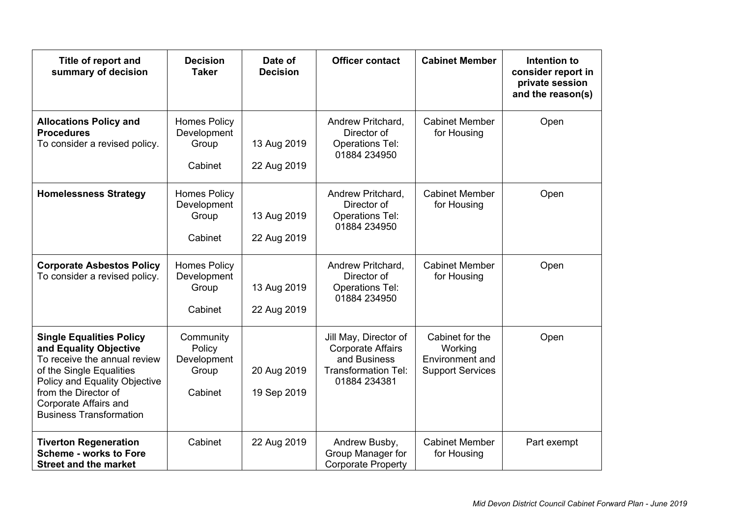| Title of report and summary of decision | Decision Taker | Date of Decision | Officer contact | Cabinet Member | Intention to consider report in private session and the reason(s) |
|---|---|---|---|---|---|
| **Allocations Policy and Procedures** To consider a revised policy. | Homes Policy Development Group<br><br>Cabinet | 13 Aug 2019<br><br>22 Aug 2019 | Andrew Pritchard, Director of Operations Tel: 01884 234950 | Cabinet Member for Housing | Open |
| **Homelessness Strategy** | Homes Policy Development Group<br><br>Cabinet | 13 Aug 2019<br><br>22 Aug 2019 | Andrew Pritchard, Director of Operations Tel: 01884 234950 | Cabinet Member for Housing | Open |
| **Corporate Asbestos Policy** To consider a revised policy. | Homes Policy Development Group<br><br>Cabinet | 13 Aug 2019<br><br>22 Aug 2019 | Andrew Pritchard, Director of Operations Tel: 01884 234950 | Cabinet Member for Housing | Open |
| **Single Equalities Policy and Equality Objective** To receive the annual review of the Single Equalities Policy and Equality Objective from the Director of Corporate Affairs and Business Transformation | Community Policy Development Group<br><br>Cabinet | 20 Aug 2019<br><br>19 Sep 2019 | Jill May, Director of Corporate Affairs and Business Transformation Tel: 01884 234381 | Cabinet for the Working Environment and Support Services | Open |
| **Tiverton Regeneration Scheme - works to Fore Street and the market** | Cabinet | 22 Aug 2019 | Andrew Busby, Group Manager for Corporate Property | Cabinet Member for Housing | Part exempt |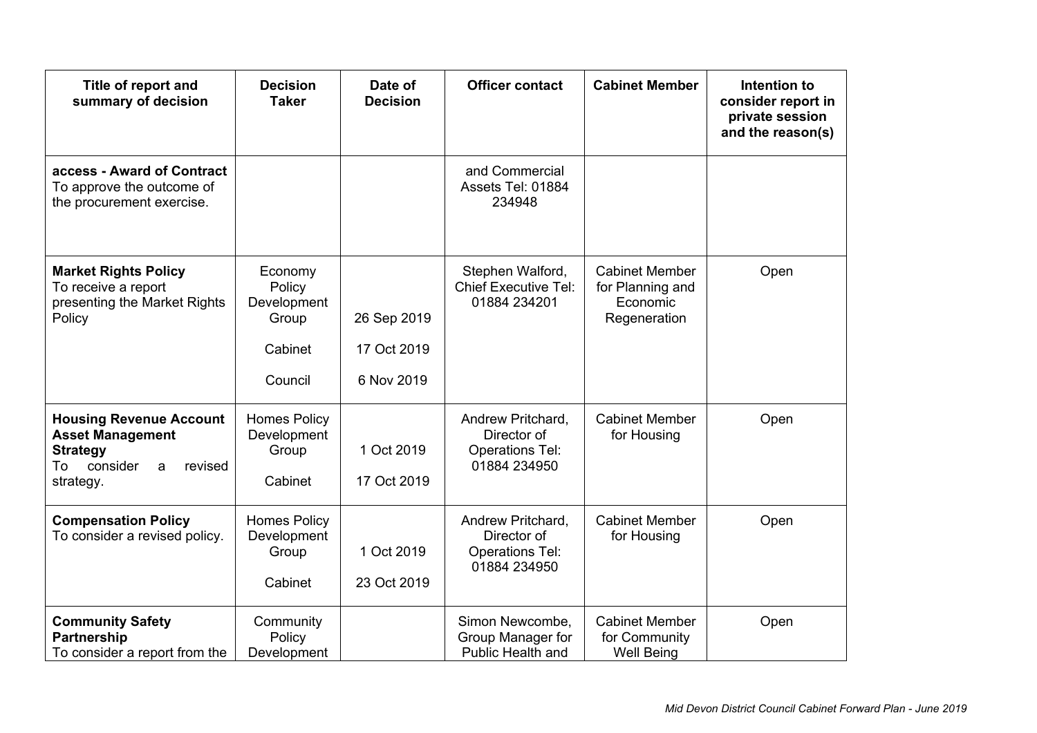| Title of report and summary of decision | Decision Taker | Date of Decision | Officer contact | Cabinet Member | Intention to consider report in private session and the reason(s) |
|---|---|---|---|---|---|
| **access - Award of Contract** To approve the outcome of the procurement exercise. | | | and Commercial Assets Tel: 01884 234948 | | |
| **Market Rights Policy** To receive a report presenting the Market Rights Policy | Economy Policy Development Group<br><br>Cabinet<br><br>Council | 26 Sep 2019<br><br>17 Oct 2019<br><br>6 Nov 2019 | Stephen Walford, Chief Executive Tel: 01884 234201 | Cabinet Member for Planning and Economic Regeneration | Open |
| **Housing Revenue Account Asset Management Strategy** To consider a revised strategy. | Homes Policy Development Group<br><br>Cabinet | 1 Oct 2019<br><br>17 Oct 2019 | Andrew Pritchard, Director of Operations Tel: 01884 234950 | Cabinet Member for Housing | Open |
| **Compensation Policy** To consider a revised policy. | Homes Policy Development Group<br><br>Cabinet | 1 Oct 2019<br><br>23 Oct 2019 | Andrew Pritchard, Director of Operations Tel: 01884 234950 | Cabinet Member for Housing | Open |
| **Community Safety Partnership** To consider a report from the | Community Policy Development | | Simon Newcombe, Group Manager for Public Health and | Cabinet Member for Community Well Being | Open |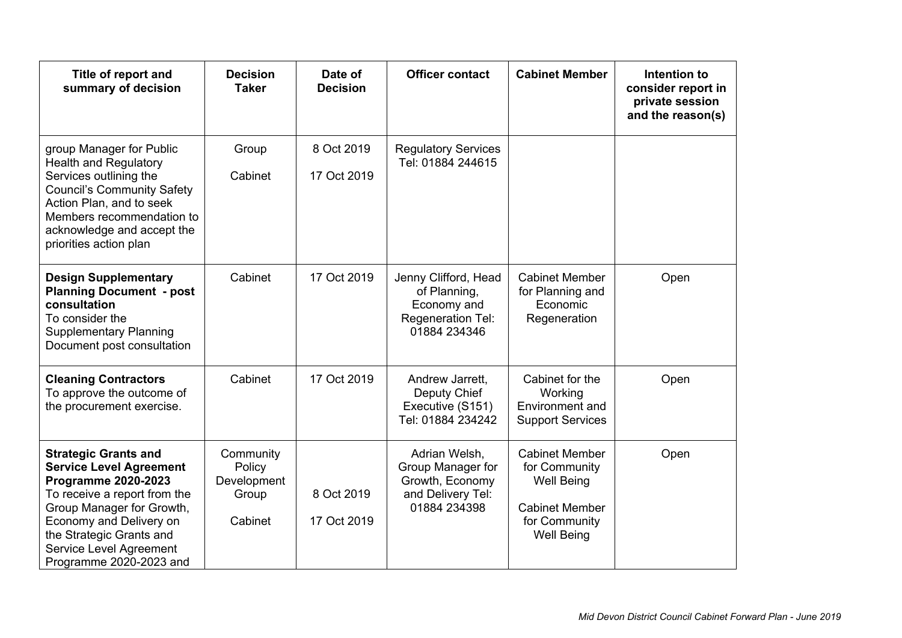| Title of report and summary of decision | Decision Taker | Date of Decision | Officer contact | Cabinet Member | Intention to consider report in private session and the reason(s) |
| --- | --- | --- | --- | --- | --- |
| group Manager for Public Health and Regulatory Services outlining the Council's Community Safety Action Plan, and to seek Members recommendation to acknowledge and accept the priorities action plan | Group<br><br>Cabinet | 8 Oct 2019<br><br>17 Oct 2019 | Regulatory Services Tel: 01884 244615 | | |
| **Design Supplementary Planning Document - post consultation**<br>To consider the Supplementary Planning Document post consultation | Cabinet | 17 Oct 2019 | Jenny Clifford, Head of Planning, Economy and Regeneration Tel: 01884 234346 | Cabinet Member for Planning and Economic Regeneration | Open |
| **Cleaning Contractors**<br>To approve the outcome of the procurement exercise. | Cabinet | 17 Oct 2019 | Andrew Jarrett, Deputy Chief Executive (S151) Tel: 01884 234242 | Cabinet for the Working Environment and Support Services | Open |
| **Strategic Grants and Service Level Agreement Programme 2020-2023**<br>To receive a report from the Group Manager for Growth, Economy and Delivery on the Strategic Grants and Service Level Agreement Programme 2020-2023 and | Community Policy Development Group<br><br>Cabinet | 8 Oct 2019<br><br>17 Oct 2019 | Adrian Welsh, Group Manager for Growth, Economy and Delivery Tel: 01884 234398 | Cabinet Member for Community Well Being<br><br>Cabinet Member for Community Well Being | Open |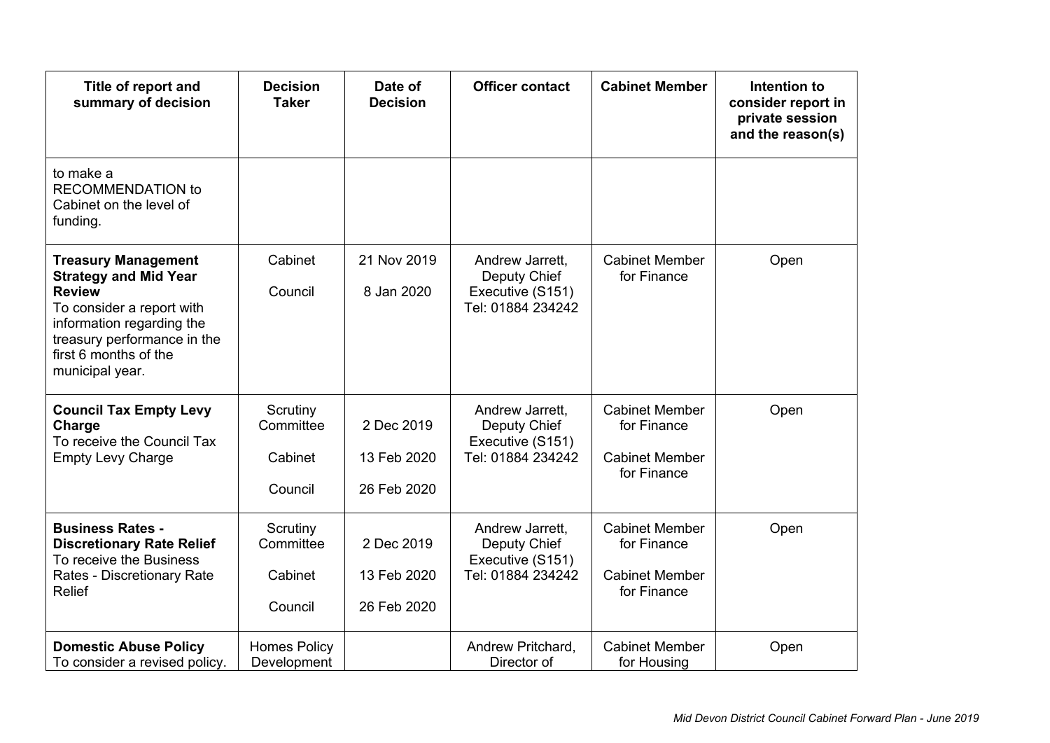| Title of report and summary of decision | Decision Taker | Date of Decision | Officer contact | Cabinet Member | Intention to consider report in private session and the reason(s) |
|---|---|---|---|---|---|
| to make a RECOMMENDATION to Cabinet on the level of funding. | | | | | |
| **Treasury Management Strategy and Mid Year Review** To consider a report with information regarding the treasury performance in the first 6 months of the municipal year. | Cabinet<br><br>Council | 21 Nov 2019<br><br>8 Jan 2020 | Andrew Jarrett, Deputy Chief Executive (S151) Tel: 01884 234242 | Cabinet Member for Finance | Open |
| **Council Tax Empty Levy Charge** To receive the Council Tax Empty Levy Charge | Scrutiny Committee<br><br>Cabinet<br><br>Council | 2 Dec 2019<br><br>13 Feb 2020<br><br>26 Feb 2020 | Andrew Jarrett, Deputy Chief Executive (S151) Tel: 01884 234242 | Cabinet Member for Finance<br><br>Cabinet Member for Finance | Open |
| **Business Rates - Discretionary Rate Relief** To receive the Business Rates - Discretionary Rate Relief | Scrutiny Committee<br><br>Cabinet<br><br>Council | 2 Dec 2019<br><br>13 Feb 2020<br><br>26 Feb 2020 | Andrew Jarrett, Deputy Chief Executive (S151) Tel: 01884 234242 | Cabinet Member for Finance<br><br>Cabinet Member for Finance | Open |
| **Domestic Abuse Policy** To consider a revised policy. | Homes Policy Development | | Andrew Pritchard, Director of | Cabinet Member for Housing | Open |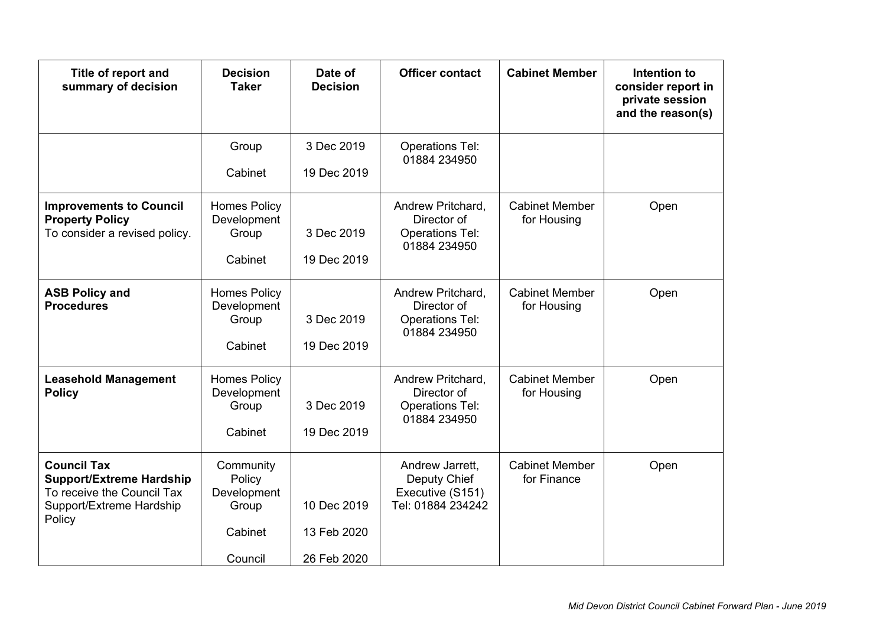| Title of report and summary of decision | Decision Taker | Date of Decision | Officer contact | Cabinet Member | Intention to consider report in private session and the reason(s) |
|---|---|---|---|---|---|
| | Group<br><br>Cabinet | 3 Dec 2019<br><br>19 Dec 2019 | Operations Tel: 01884 234950 | | |
| **Improvements to Council Property Policy**<br>To consider a revised policy. | Homes Policy Development Group<br><br>Cabinet | 3 Dec 2019<br><br>19 Dec 2019 | Andrew Pritchard, Director of Operations Tel: 01884 234950 | Cabinet Member for Housing | Open |
| **ASB Policy and Procedures** | Homes Policy Development Group<br><br>Cabinet | 3 Dec 2019<br><br>19 Dec 2019 | Andrew Pritchard, Director of Operations Tel: 01884 234950 | Cabinet Member for Housing | Open |
| **Leasehold Management Policy** | Homes Policy Development Group<br><br>Cabinet | 3 Dec 2019<br><br>19 Dec 2019 | Andrew Pritchard, Director of Operations Tel: 01884 234950 | Cabinet Member for Housing | Open |
| **Council Tax Support/Extreme Hardship**<br>To receive the Council Tax Support/Extreme Hardship Policy | Community Policy Development Group<br><br>Cabinet<br><br>Council | 10 Dec 2019<br><br>13 Feb 2020<br><br>26 Feb 2020 | Andrew Jarrett, Deputy Chief Executive (S151) Tel: 01884 234242 | Cabinet Member for Finance | Open |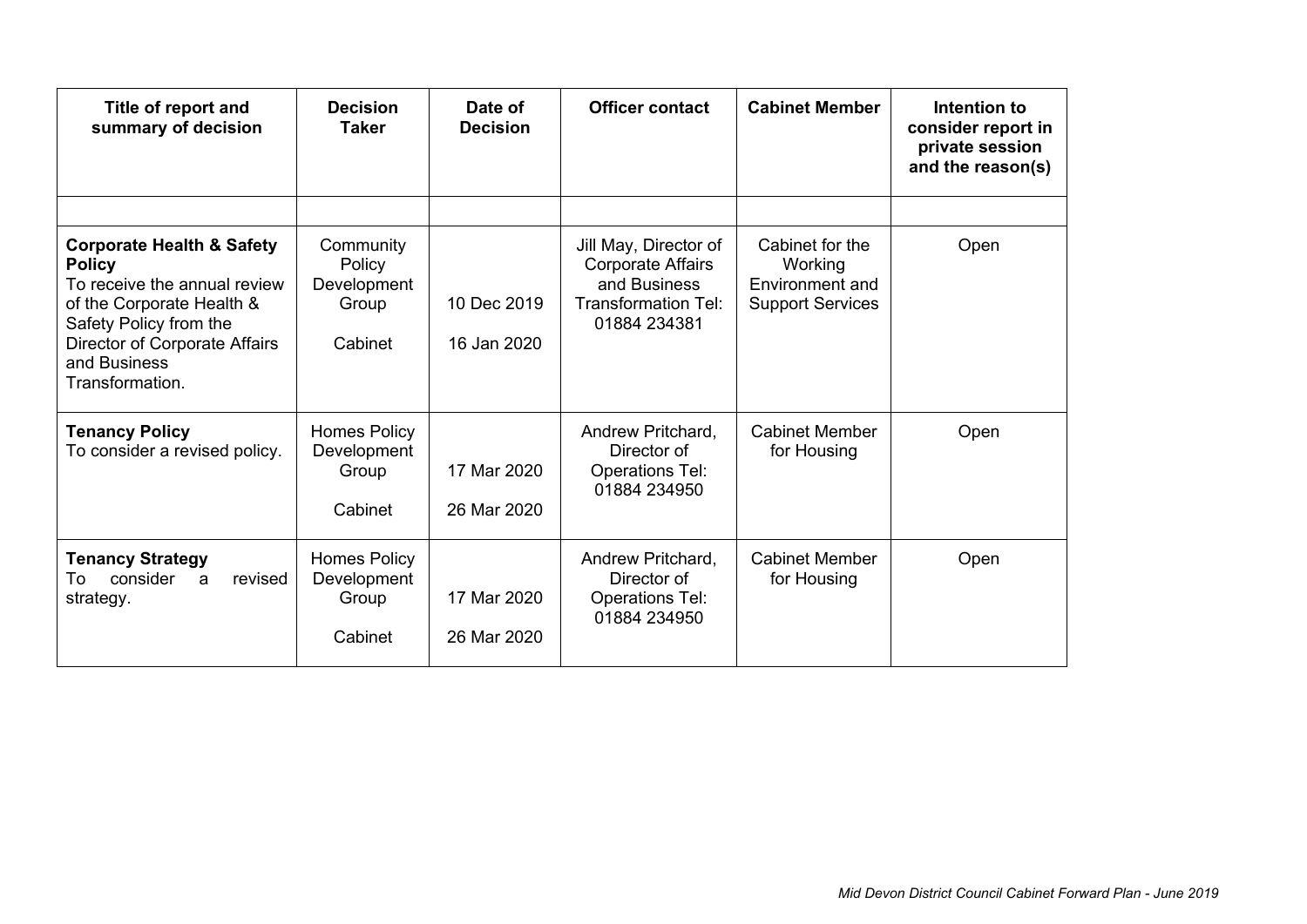| Title of report and summary of decision | Decision Taker | Date of Decision | Officer contact | Cabinet Member | Intention to consider report in private session and the reason(s) |
|---|---|---|---|---|---|
| | | | | | |
| **Corporate Health & Safety Policy** To receive the annual review of the Corporate Health & Safety Policy from the Director of Corporate Affairs and Business Transformation. | Community Policy Development Group<br><br>Cabinet | 10 Dec 2019<br><br>16 Jan 2020 | Jill May, Director of Corporate Affairs and Business Transformation Tel: 01884 234381 | Cabinet for the Working Environment and Support Services | Open |
| **Tenancy Policy** To consider a revised policy. | Homes Policy Development Group<br><br>Cabinet | 17 Mar 2020<br><br>26 Mar 2020 | Andrew Pritchard, Director of Operations Tel: 01884 234950 | Cabinet Member for Housing | Open |
| **Tenancy Strategy** To consider a revised strategy. | Homes Policy Development Group<br><br>Cabinet | 17 Mar 2020<br><br>26 Mar 2020 | Andrew Pritchard, Director of Operations Tel: 01884 234950 | Cabinet Member for Housing | Open |